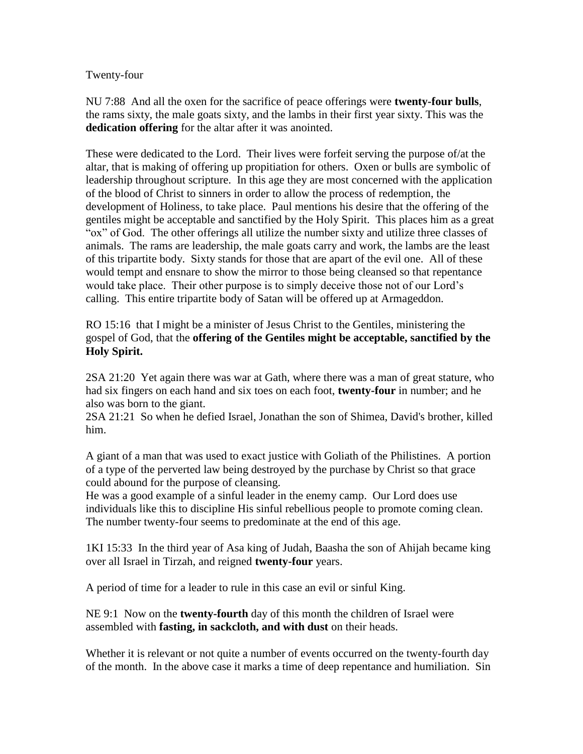Twenty-four

NU 7:88  And all the oxen for the sacrifice of peace offerings were **twenty-four bulls**, the rams sixty, the male goats sixty, and the lambs in their first year sixty. This was the **dedication offering** for the altar after it was anointed.

These were dedicated to the Lord.  Their lives were forfeit serving the purpose of/at the altar, that is making of offering up propitiation for others.  Oxen or bulls are symbolic of leadership throughout scripture.  In this age they are most concerned with the application of the blood of Christ to sinners in order to allow the process of redemption, the development of Holiness, to take place.  Paul mentions his desire that the offering of the gentiles might be acceptable and sanctified by the Holy Spirit.  This places him as a great "ox" of God.  The other offerings all utilize the number sixty and utilize three classes of animals.  The rams are leadership, the male goats carry and work, the lambs are the least of this tripartite body.  Sixty stands for those that are apart of the evil one.  All of these would tempt and ensnare to show the mirror to those being cleansed so that repentance would take place.  Their other purpose is to simply deceive those not of our Lord's calling.  This entire tripartite body of Satan will be offered up at Armageddon.

RO 15:16  that I might be a minister of Jesus Christ to the Gentiles, ministering the gospel of God, that the **offering of the Gentiles might be acceptable, sanctified by the Holy Spirit.**

2SA 21:20  Yet again there was war at Gath, where there was a man of great stature, who had six fingers on each hand and six toes on each foot, **twenty-four** in number; and he also was born to the giant.
2SA 21:21  So when he defied Israel, Jonathan the son of Shimea, David's brother, killed him.

A giant of a man that was used to exact justice with Goliath of the Philistines.  A portion of a type of the perverted law being destroyed by the purchase by Christ so that grace could abound for the purpose of cleansing.
He was a good example of a sinful leader in the enemy camp.  Our Lord does use individuals like this to discipline His sinful rebellious people to promote coming clean.  The number twenty-four seems to predominate at the end of this age.

1KI 15:33  In the third year of Asa king of Judah, Baasha the son of Ahijah became king over all Israel in Tirzah, and reigned **twenty-four** years.

A period of time for a leader to rule in this case an evil or sinful King.

NE 9:1  Now on the **twenty-fourth** day of this month the children of Israel were assembled with **fasting, in sackcloth, and with dust** on their heads.

Whether it is relevant or not quite a number of events occurred on the twenty-fourth day of the month.  In the above case it marks a time of deep repentance and humiliation.  Sin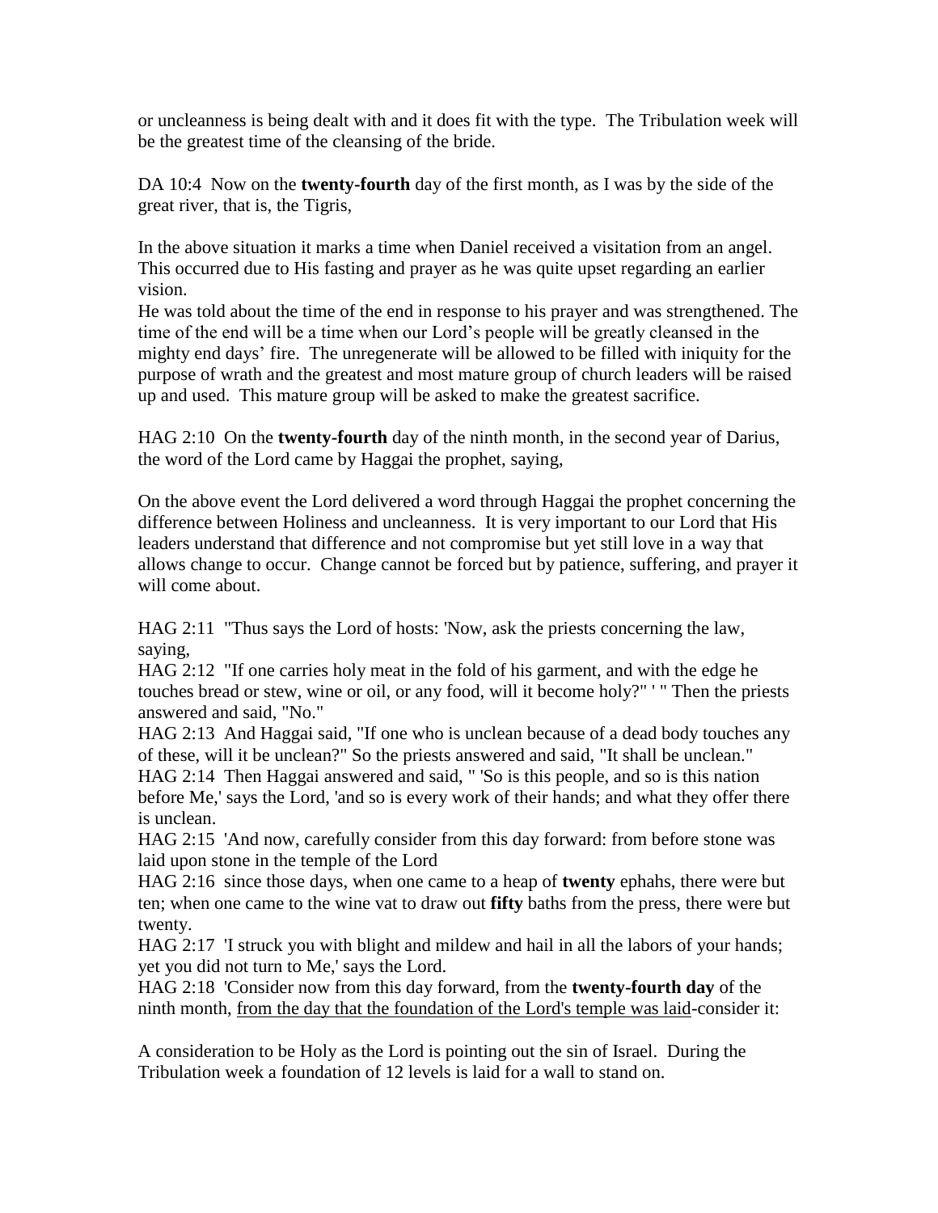or uncleanness is being dealt with and it does fit with the type. The Tribulation week will be the greatest time of the cleansing of the bride.

DA 10:4 Now on the **twenty-fourth** day of the first month, as I was by the side of the great river, that is, the Tigris,

In the above situation it marks a time when Daniel received a visitation from an angel. This occurred due to His fasting and prayer as he was quite upset regarding an earlier vision.
He was told about the time of the end in response to his prayer and was strengthened. The time of the end will be a time when our Lord's people will be greatly cleansed in the mighty end days' fire. The unregenerate will be allowed to be filled with iniquity for the purpose of wrath and the greatest and most mature group of church leaders will be raised up and used. This mature group will be asked to make the greatest sacrifice.

HAG 2:10 On the **twenty-fourth** day of the ninth month, in the second year of Darius, the word of the Lord came by Haggai the prophet, saying,

On the above event the Lord delivered a word through Haggai the prophet concerning the difference between Holiness and uncleanness. It is very important to our Lord that His leaders understand that difference and not compromise but yet still love in a way that allows change to occur. Change cannot be forced but by patience, suffering, and prayer it will come about.

HAG 2:11 "Thus says the Lord of hosts: 'Now, ask the priests concerning the law, saying,
HAG 2:12 "If one carries holy meat in the fold of his garment, and with the edge he touches bread or stew, wine or oil, or any food, will it become holy?" ' " Then the priests answered and said, "No."
HAG 2:13 And Haggai said, "If one who is unclean because of a dead body touches any of these, will it be unclean?" So the priests answered and said, "It shall be unclean."
HAG 2:14 Then Haggai answered and said, " 'So is this people, and so is this nation before Me,' says the Lord, 'and so is every work of their hands; and what they offer there is unclean.
HAG 2:15 'And now, carefully consider from this day forward: from before stone was laid upon stone in the temple of the Lord
HAG 2:16 since those days, when one came to a heap of **twenty** ephahs, there were but ten; when one came to the wine vat to draw out **fifty** baths from the press, there were but twenty.
HAG 2:17 'I struck you with blight and mildew and hail in all the labors of your hands; yet you did not turn to Me,' says the Lord.
HAG 2:18 'Consider now from this day forward, from the **twenty-fourth day** of the ninth month, <u>from the day that the foundation of the Lord's temple was laid</u>-consider it:

A consideration to be Holy as the Lord is pointing out the sin of Israel. During the Tribulation week a foundation of 12 levels is laid for a wall to stand on.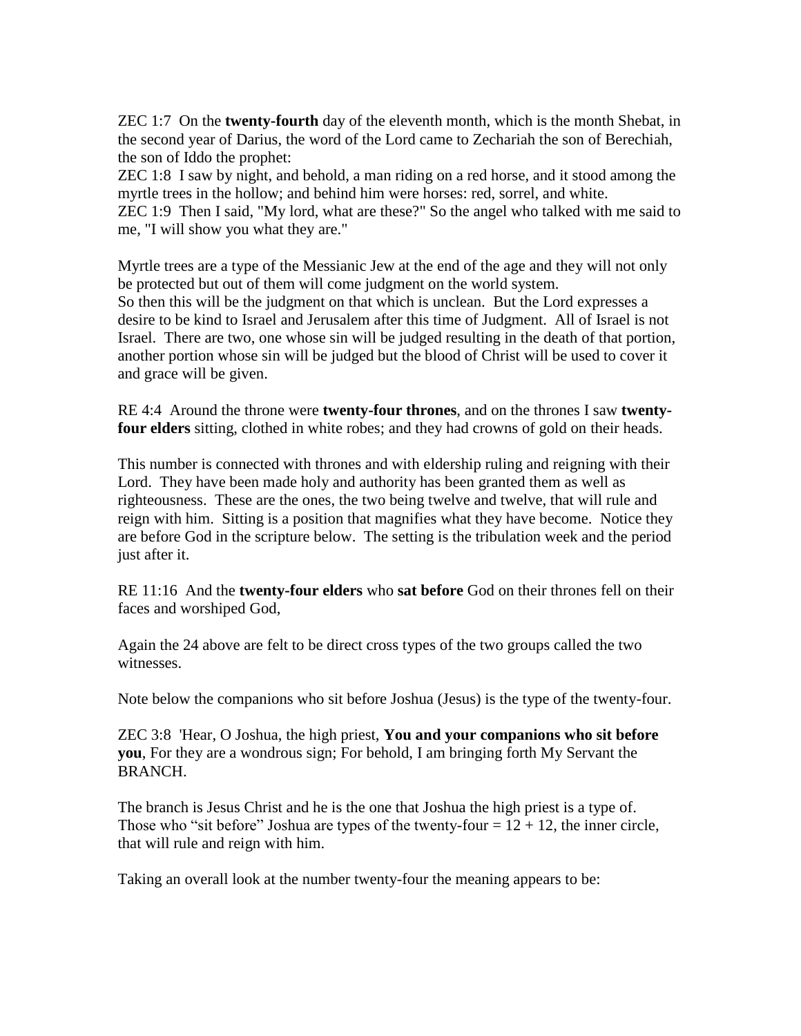ZEC 1:7  On the **twenty-fourth** day of the eleventh month, which is the month Shebat, in the second year of Darius, the word of the Lord came to Zechariah the son of Berechiah, the son of Iddo the prophet:
ZEC 1:8  I saw by night, and behold, a man riding on a red horse, and it stood among the myrtle trees in the hollow; and behind him were horses: red, sorrel, and white.
ZEC 1:9  Then I said, "My lord, what are these?" So the angel who talked with me said to me, "I will show you what they are."

Myrtle trees are a type of the Messianic Jew at the end of the age and they will not only be protected but out of them will come judgment on the world system.
So then this will be the judgment on that which is unclean.  But the Lord expresses a desire to be kind to Israel and Jerusalem after this time of Judgment.  All of Israel is not Israel.  There are two, one whose sin will be judged resulting in the death of that portion, another portion whose sin will be judged but the blood of Christ will be used to cover it and grace will be given.

RE 4:4  Around the throne were **twenty-four thrones**, and on the thrones I saw **twenty-four elders** sitting, clothed in white robes; and they had crowns of gold on their heads.

This number is connected with thrones and with eldership ruling and reigning with their Lord.  They have been made holy and authority has been granted them as well as righteousness.  These are the ones, the two being twelve and twelve, that will rule and reign with him.  Sitting is a position that magnifies what they have become.  Notice they are before God in the scripture below.  The setting is the tribulation week and the period just after it.

RE 11:16  And the **twenty-four elders** who **sat before** God on their thrones fell on their faces and worshiped God,

Again the 24 above are felt to be direct cross types of the two groups called the two witnesses.

Note below the companions who sit before Joshua (Jesus) is the type of the twenty-four.

ZEC 3:8  'Hear, O Joshua, the high priest, **You and your companions who sit before you**, For they are a wondrous sign; For behold, I am bringing forth My Servant the BRANCH.

The branch is Jesus Christ and he is the one that Joshua the high priest is a type of. Those who "sit before" Joshua are types of the twenty-four = 12 + 12, the inner circle, that will rule and reign with him.

Taking an overall look at the number twenty-four the meaning appears to be: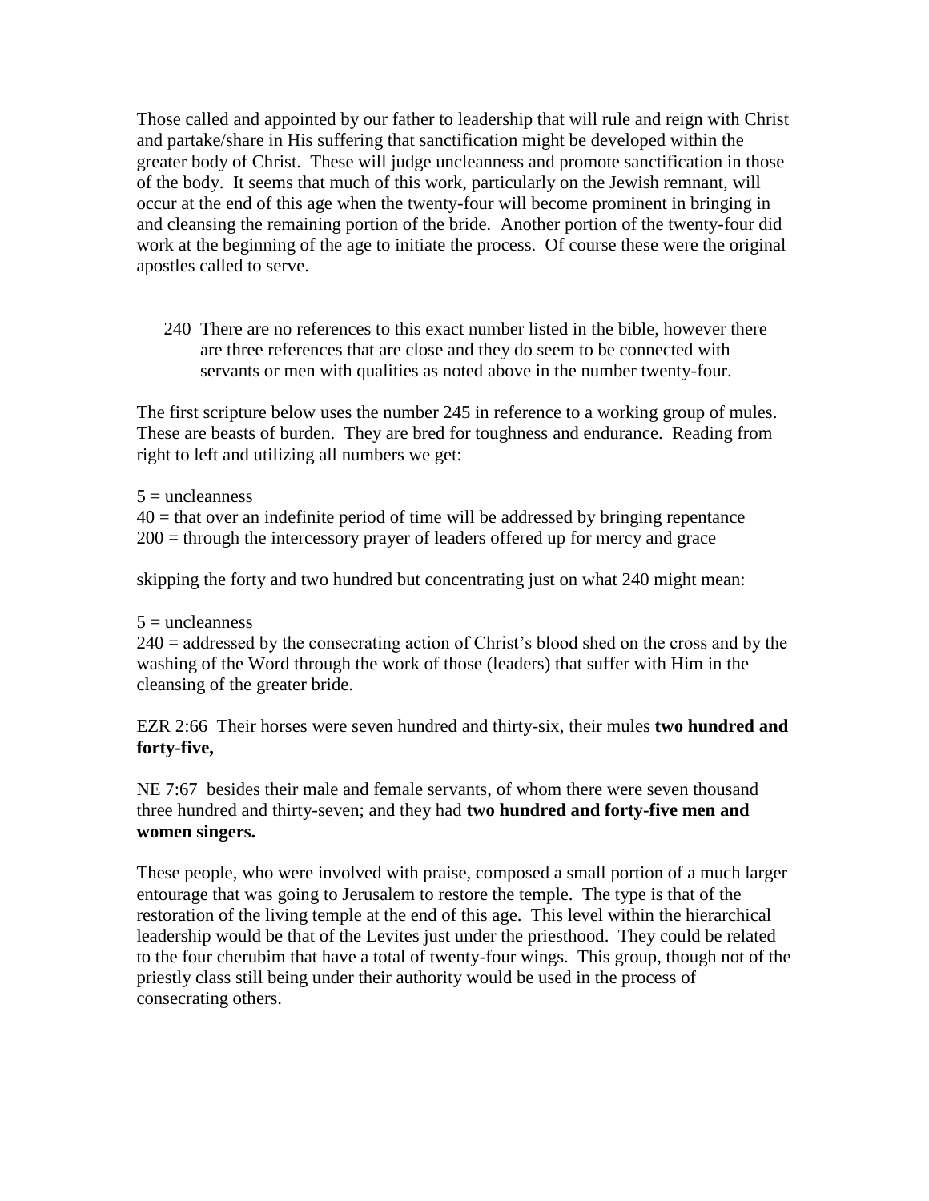Those called and appointed by our father to leadership that will rule and reign with Christ and partake/share in His suffering that sanctification might be developed within the greater body of Christ. These will judge uncleanness and promote sanctification in those of the body. It seems that much of this work, particularly on the Jewish remnant, will occur at the end of this age when the twenty-four will become prominent in bringing in and cleansing the remaining portion of the bride. Another portion of the twenty-four did work at the beginning of the age to initiate the process. Of course these were the original apostles called to serve.

240 There are no references to this exact number listed in the bible, however there are three references that are close and they do seem to be connected with servants or men with qualities as noted above in the number twenty-four.

The first scripture below uses the number 245 in reference to a working group of mules. These are beasts of burden. They are bred for toughness and endurance. Reading from right to left and utilizing all numbers we get:

5 = uncleanness
40 = that over an indefinite period of time will be addressed by bringing repentance
200 = through the intercessory prayer of leaders offered up for mercy and grace

skipping the forty and two hundred but concentrating just on what 240 might mean:

5 = uncleanness
240 = addressed by the consecrating action of Christ's blood shed on the cross and by the washing of the Word through the work of those (leaders) that suffer with Him in the cleansing of the greater bride.

EZR 2:66 Their horses were seven hundred and thirty-six, their mules **two hundred and forty-five,**

NE 7:67 besides their male and female servants, of whom there were seven thousand three hundred and thirty-seven; and they had **two hundred and forty-five men and women singers.**

These people, who were involved with praise, composed a small portion of a much larger entourage that was going to Jerusalem to restore the temple. The type is that of the restoration of the living temple at the end of this age. This level within the hierarchical leadership would be that of the Levites just under the priesthood. They could be related to the four cherubim that have a total of twenty-four wings. This group, though not of the priestly class still being under their authority would be used in the process of consecrating others.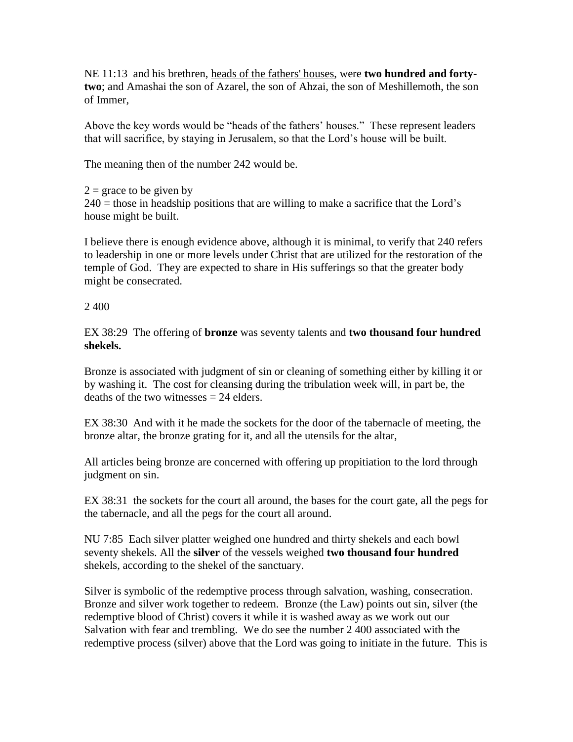NE 11:13  and his brethren, <u>heads of the fathers' houses</u>, were **two hundred and forty-two**; and Amashai the son of Azarel, the son of Ahzai, the son of Meshillemoth, the son of Immer,

Above the key words would be "heads of the fathers' houses." These represent leaders that will sacrifice, by staying in Jerusalem, so that the Lord's house will be built.

The meaning then of the number 242 would be.

2 = grace to be given by
240 = those in headship positions that are willing to make a sacrifice that the Lord's house might be built.

I believe there is enough evidence above, although it is minimal, to verify that 240 refers to leadership in one or more levels under Christ that are utilized for the restoration of the temple of God. They are expected to share in His sufferings so that the greater body might be consecrated.

2 400

EX 38:29  The offering of **bronze** was seventy talents and **two thousand four hundred shekels.**

Bronze is associated with judgment of sin or cleaning of something either by killing it or by washing it. The cost for cleansing during the tribulation week will, in part be, the deaths of the two witnesses = 24 elders.

EX 38:30  And with it he made the sockets for the door of the tabernacle of meeting, the bronze altar, the bronze grating for it, and all the utensils for the altar,

All articles being bronze are concerned with offering up propitiation to the lord through judgment on sin.

EX 38:31  the sockets for the court all around, the bases for the court gate, all the pegs for the tabernacle, and all the pegs for the court all around.

NU 7:85  Each silver platter weighed one hundred and thirty shekels and each bowl seventy shekels. All the **silver** of the vessels weighed **two thousand four hundred** shekels, according to the shekel of the sanctuary.

Silver is symbolic of the redemptive process through salvation, washing, consecration. Bronze and silver work together to redeem. Bronze (the Law) points out sin, silver (the redemptive blood of Christ) covers it while it is washed away as we work out our Salvation with fear and trembling. We do see the number 2 400 associated with the redemptive process (silver) above that the Lord was going to initiate in the future. This is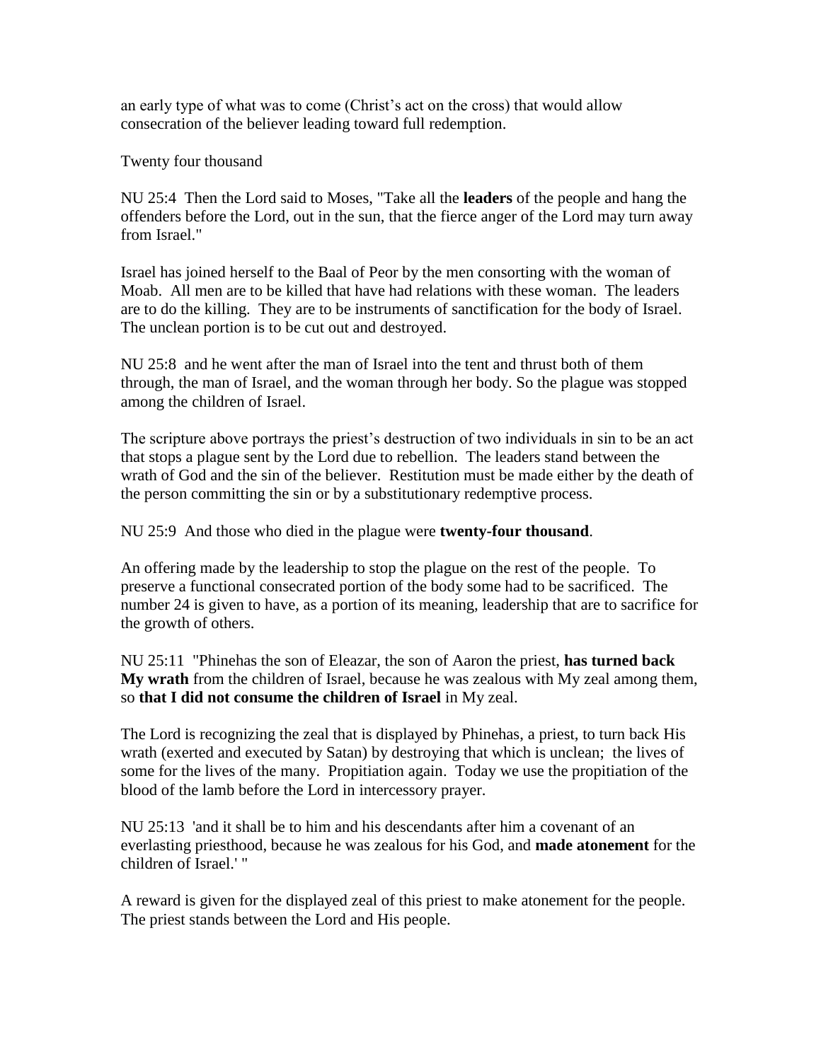an early type of what was to come (Christ's act on the cross) that would allow consecration of the believer leading toward full redemption.

Twenty four thousand

NU 25:4 Then the Lord said to Moses, "Take all the **leaders** of the people and hang the offenders before the Lord, out in the sun, that the fierce anger of the Lord may turn away from Israel."

Israel has joined herself to the Baal of Peor by the men consorting with the woman of Moab. All men are to be killed that have had relations with these woman. The leaders are to do the killing. They are to be instruments of sanctification for the body of Israel. The unclean portion is to be cut out and destroyed.

NU 25:8 and he went after the man of Israel into the tent and thrust both of them through, the man of Israel, and the woman through her body. So the plague was stopped among the children of Israel.

The scripture above portrays the priest's destruction of two individuals in sin to be an act that stops a plague sent by the Lord due to rebellion. The leaders stand between the wrath of God and the sin of the believer. Restitution must be made either by the death of the person committing the sin or by a substitutionary redemptive process.

NU 25:9 And those who died in the plague were **twenty-four thousand**.

An offering made by the leadership to stop the plague on the rest of the people. To preserve a functional consecrated portion of the body some had to be sacrificed. The number 24 is given to have, as a portion of its meaning, leadership that are to sacrifice for the growth of others.

NU 25:11 "Phinehas the son of Eleazar, the son of Aaron the priest, **has turned back My wrath** from the children of Israel, because he was zealous with My zeal among them, so **that I did not consume the children of Israel** in My zeal.

The Lord is recognizing the zeal that is displayed by Phinehas, a priest, to turn back His wrath (exerted and executed by Satan) by destroying that which is unclean; the lives of some for the lives of the many. Propitiation again. Today we use the propitiation of the blood of the lamb before the Lord in intercessory prayer.

NU 25:13 'and it shall be to him and his descendants after him a covenant of an everlasting priesthood, because he was zealous for his God, and **made atonement** for the children of Israel.' "

A reward is given for the displayed zeal of this priest to make atonement for the people. The priest stands between the Lord and His people.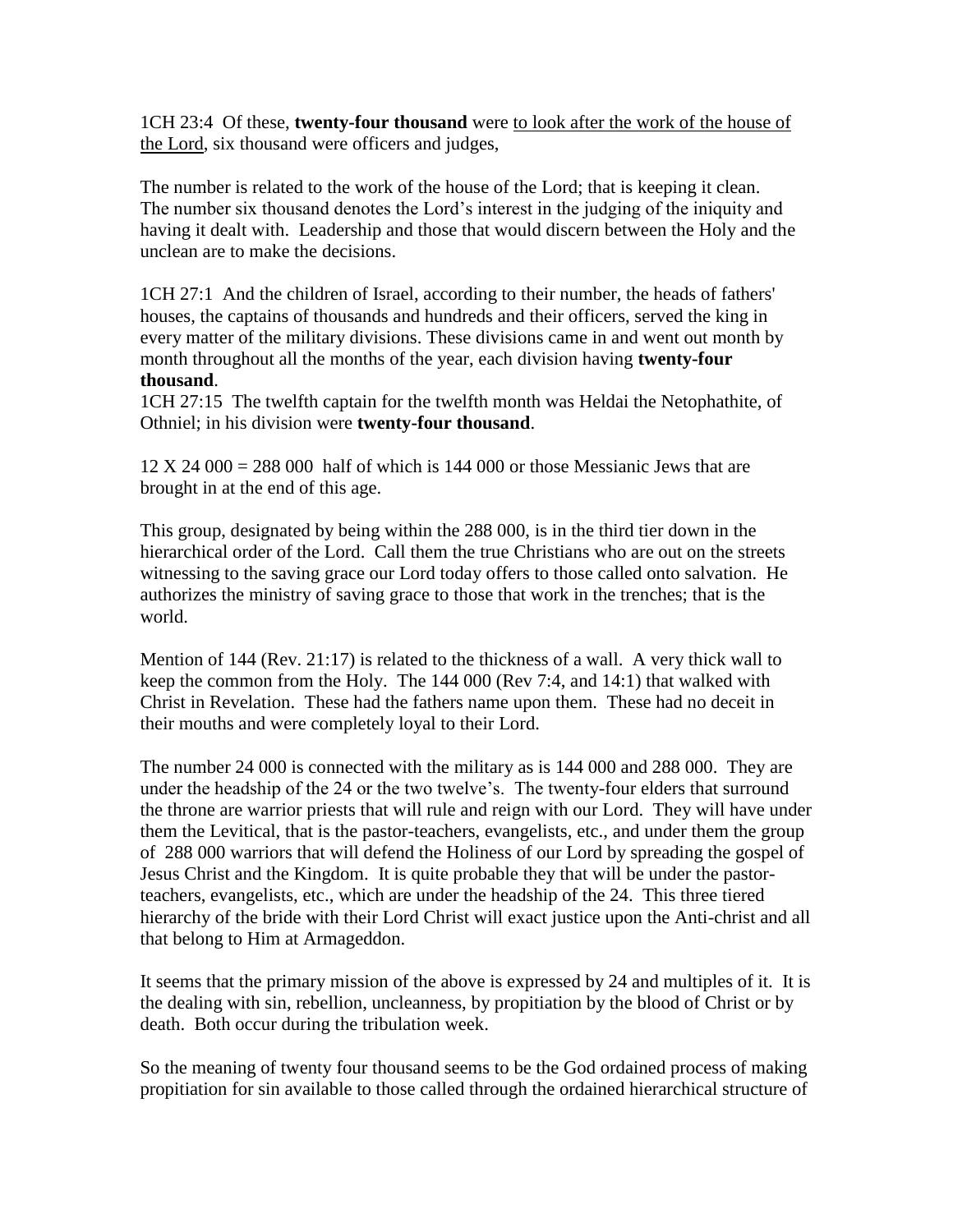1CH 23:4 Of these, **twenty-four thousand** were to look after the work of the house of the Lord, six thousand were officers and judges,

The number is related to the work of the house of the Lord; that is keeping it clean. The number six thousand denotes the Lord's interest in the judging of the iniquity and having it dealt with. Leadership and those that would discern between the Holy and the unclean are to make the decisions.

1CH 27:1 And the children of Israel, according to their number, the heads of fathers' houses, the captains of thousands and hundreds and their officers, served the king in every matter of the military divisions. These divisions came in and went out month by month throughout all the months of the year, each division having **twenty-four thousand**.
1CH 27:15 The twelfth captain for the twelfth month was Heldai the Netophathite, of Othniel; in his division were **twenty-four thousand**.

12 X 24 000 = 288 000 half of which is 144 000 or those Messianic Jews that are brought in at the end of this age.

This group, designated by being within the 288 000, is in the third tier down in the hierarchical order of the Lord. Call them the true Christians who are out on the streets witnessing to the saving grace our Lord today offers to those called onto salvation. He authorizes the ministry of saving grace to those that work in the trenches; that is the world.

Mention of 144 (Rev. 21:17) is related to the thickness of a wall. A very thick wall to keep the common from the Holy. The 144 000 (Rev 7:4, and 14:1) that walked with Christ in Revelation. These had the fathers name upon them. These had no deceit in their mouths and were completely loyal to their Lord.

The number 24 000 is connected with the military as is 144 000 and 288 000. They are under the headship of the 24 or the two twelve's. The twenty-four elders that surround the throne are warrior priests that will rule and reign with our Lord. They will have under them the Levitical, that is the pastor-teachers, evangelists, etc., and under them the group of 288 000 warriors that will defend the Holiness of our Lord by spreading the gospel of Jesus Christ and the Kingdom. It is quite probable they that will be under the pastor-teachers, evangelists, etc., which are under the headship of the 24. This three tiered hierarchy of the bride with their Lord Christ will exact justice upon the Anti-christ and all that belong to Him at Armageddon.

It seems that the primary mission of the above is expressed by 24 and multiples of it. It is the dealing with sin, rebellion, uncleanness, by propitiation by the blood of Christ or by death. Both occur during the tribulation week.

So the meaning of twenty four thousand seems to be the God ordained process of making propitiation for sin available to those called through the ordained hierarchical structure of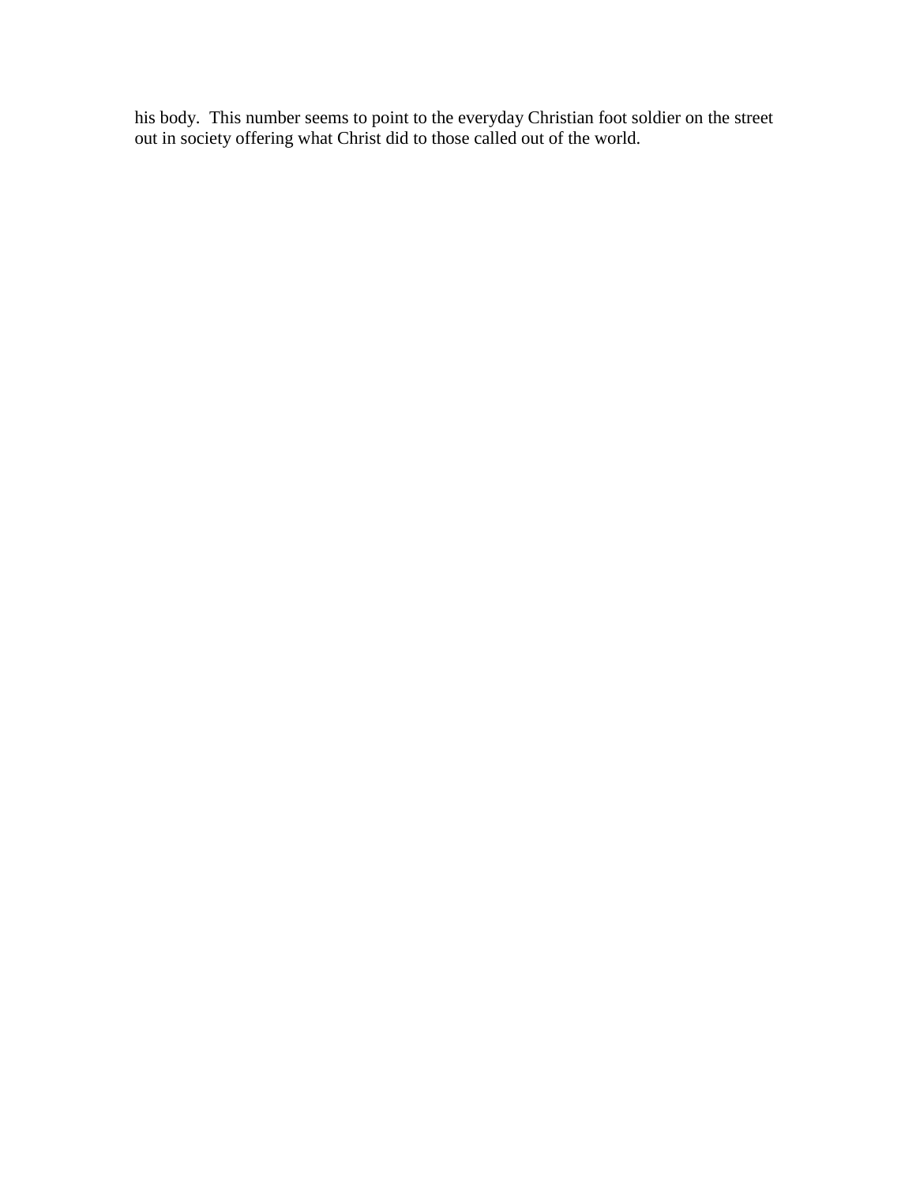his body. This number seems to point to the everyday Christian foot soldier on the street out in society offering what Christ did to those called out of the world.